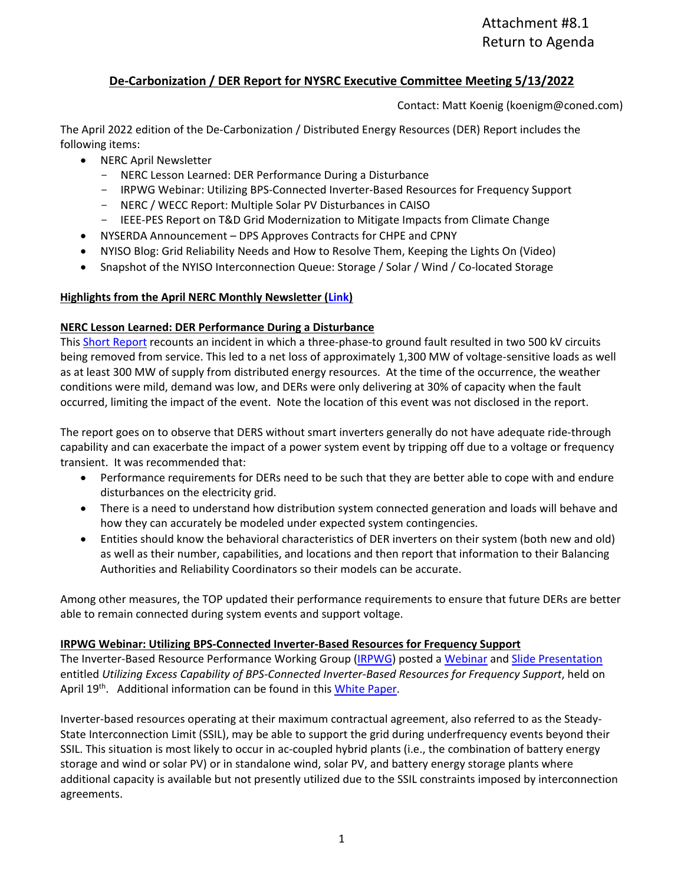Attachment #8.1
Return to Agenda

## De-Carbonization / DER Report for NYSRC Executive Committee Meeting 5/13/2022

Contact: Matt Koenig (koenigm@coned.com)

The April 2022 edition of the De-Carbonization / Distributed Energy Resources (DER) Report includes the following items:

- NERC April Newsletter
  - NERC Lesson Learned: DER Performance During a Disturbance
  - IRPWG Webinar: Utilizing BPS-Connected Inverter-Based Resources for Frequency Support
  - NERC / WECC Report: Multiple Solar PV Disturbances in CAISO
  - IEEE-PES Report on T&D Grid Modernization to Mitigate Impacts from Climate Change
- NYSERDA Announcement – DPS Approves Contracts for CHPE and CPNY
- NYISO Blog: Grid Reliability Needs and How to Resolve Them, Keeping the Lights On (Video)
- Snapshot of the NYISO Interconnection Queue: Storage / Solar / Wind / Co-located Storage

### Highlights from the April NERC Monthly Newsletter (Link)

### NERC Lesson Learned: DER Performance During a Disturbance

This Short Report recounts an incident in which a three-phase-to ground fault resulted in two 500 kV circuits being removed from service. This led to a net loss of approximately 1,300 MW of voltage-sensitive loads as well as at least 300 MW of supply from distributed energy resources. At the time of the occurrence, the weather conditions were mild, demand was low, and DERs were only delivering at 30% of capacity when the fault occurred, limiting the impact of the event. Note the location of this event was not disclosed in the report.

The report goes on to observe that DERS without smart inverters generally do not have adequate ride-through capability and can exacerbate the impact of a power system event by tripping off due to a voltage or frequency transient. It was recommended that:

- Performance requirements for DERs need to be such that they are better able to cope with and endure disturbances on the electricity grid.
- There is a need to understand how distribution system connected generation and loads will behave and how they can accurately be modeled under expected system contingencies.
- Entities should know the behavioral characteristics of DER inverters on their system (both new and old) as well as their number, capabilities, and locations and then report that information to their Balancing Authorities and Reliability Coordinators so their models can be accurate.

Among other measures, the TOP updated their performance requirements to ensure that future DERs are better able to remain connected during system events and support voltage.

### IRPWG Webinar: Utilizing BPS-Connected Inverter-Based Resources for Frequency Support

The Inverter-Based Resource Performance Working Group (IRPWG) posted a Webinar and Slide Presentation entitled *Utilizing Excess Capability of BPS-Connected Inverter-Based Resources for Frequency Support*, held on April 19th. Additional information can be found in this White Paper.

Inverter-based resources operating at their maximum contractual agreement, also referred to as the Steady-State Interconnection Limit (SSIL), may be able to support the grid during underfrequency events beyond their SSIL. This situation is most likely to occur in ac-coupled hybrid plants (i.e., the combination of battery energy storage and wind or solar PV) or in standalone wind, solar PV, and battery energy storage plants where additional capacity is available but not presently utilized due to the SSIL constraints imposed by interconnection agreements.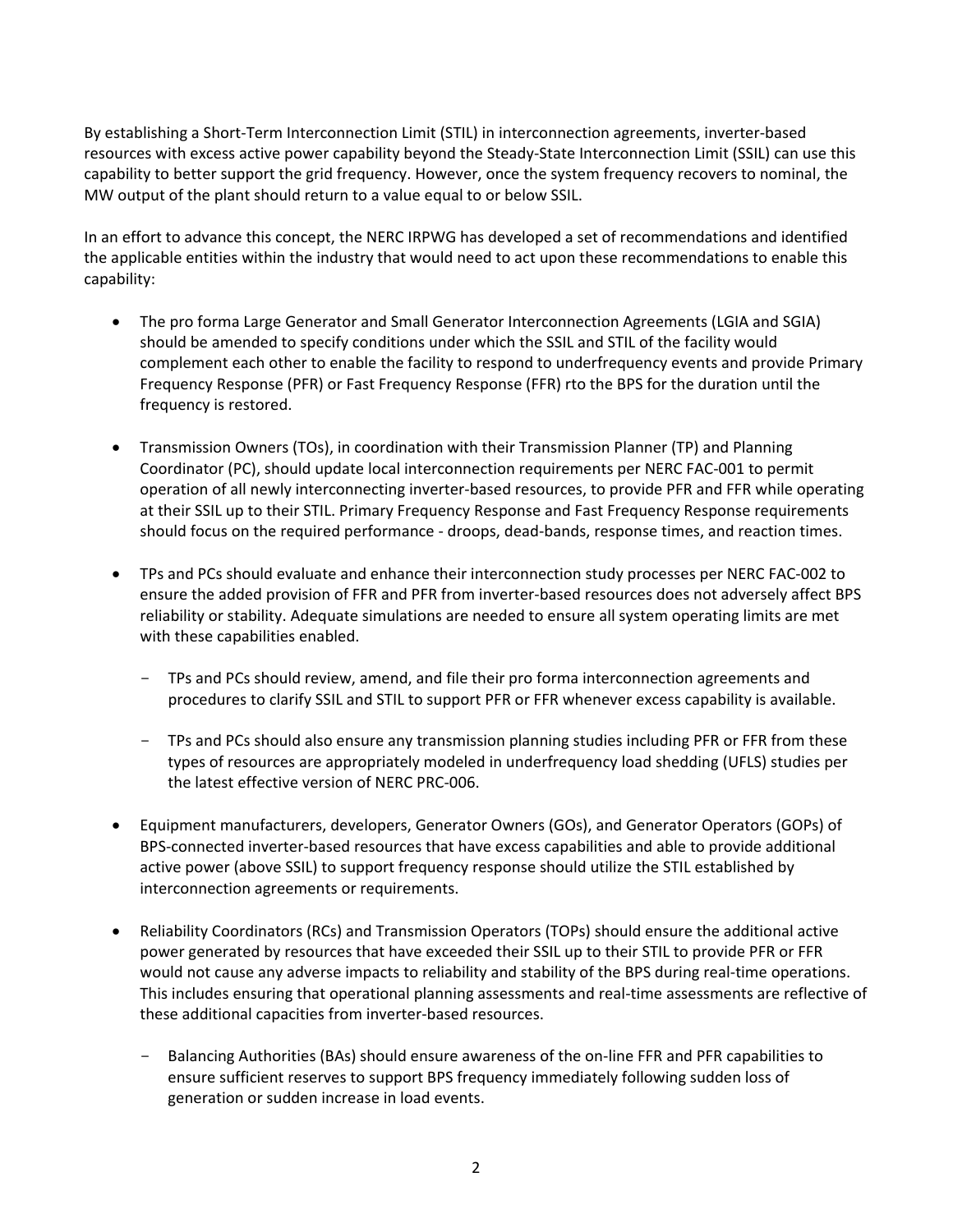By establishing a Short-Term Interconnection Limit (STIL) in interconnection agreements, inverter-based resources with excess active power capability beyond the Steady-State Interconnection Limit (SSIL) can use this capability to better support the grid frequency. However, once the system frequency recovers to nominal, the MW output of the plant should return to a value equal to or below SSIL.

In an effort to advance this concept, the NERC IRPWG has developed a set of recommendations and identified the applicable entities within the industry that would need to act upon these recommendations to enable this capability:

- The pro forma Large Generator and Small Generator Interconnection Agreements (LGIA and SGIA) should be amended to specify conditions under which the SSIL and STIL of the facility would complement each other to enable the facility to respond to underfrequency events and provide Primary Frequency Response (PFR) or Fast Frequency Response (FFR) rto the BPS for the duration until the frequency is restored.

- Transmission Owners (TOs), in coordination with their Transmission Planner (TP) and Planning Coordinator (PC), should update local interconnection requirements per NERC FAC-001 to permit operation of all newly interconnecting inverter-based resources, to provide PFR and FFR while operating at their SSIL up to their STIL. Primary Frequency Response and Fast Frequency Response requirements should focus on the required performance - droops, dead-bands, response times, and reaction times.

- TPs and PCs should evaluate and enhance their interconnection study processes per NERC FAC-002 to ensure the added provision of FFR and PFR from inverter-based resources does not adversely affect BPS reliability or stability. Adequate simulations are needed to ensure all system operating limits are met with these capabilities enabled.

  - TPs and PCs should review, amend, and file their pro forma interconnection agreements and procedures to clarify SSIL and STIL to support PFR or FFR whenever excess capability is available.

  - TPs and PCs should also ensure any transmission planning studies including PFR or FFR from these types of resources are appropriately modeled in underfrequency load shedding (UFLS) studies per the latest effective version of NERC PRC-006.

- Equipment manufacturers, developers, Generator Owners (GOs), and Generator Operators (GOPs) of BPS-connected inverter-based resources that have excess capabilities and able to provide additional active power (above SSIL) to support frequency response should utilize the STIL established by interconnection agreements or requirements.

- Reliability Coordinators (RCs) and Transmission Operators (TOPs) should ensure the additional active power generated by resources that have exceeded their SSIL up to their STIL to provide PFR or FFR would not cause any adverse impacts to reliability and stability of the BPS during real-time operations. This includes ensuring that operational planning assessments and real-time assessments are reflective of these additional capacities from inverter-based resources.

  - Balancing Authorities (BAs) should ensure awareness of the on-line FFR and PFR capabilities to ensure sufficient reserves to support BPS frequency immediately following sudden loss of generation or sudden increase in load events.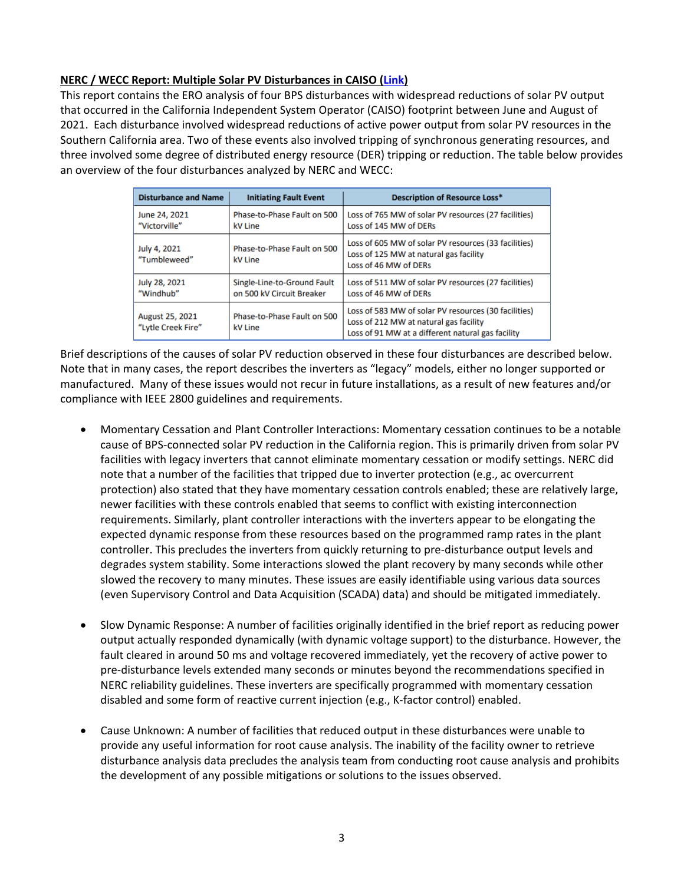**NERC / WECC Report: Multiple Solar PV Disturbances in CAISO (Link)**

This report contains the ERO analysis of four BPS disturbances with widespread reductions of solar PV output that occurred in the California Independent System Operator (CAISO) footprint between June and August of 2021. Each disturbance involved widespread reductions of active power output from solar PV resources in the Southern California area. Two of these events also involved tripping of synchronous generating resources, and three involved some degree of distributed energy resource (DER) tripping or reduction. The table below provides an overview of the four disturbances analyzed by NERC and WECC:

| Disturbance and Name | Initiating Fault Event | Description of Resource Loss* |
| --- | --- | --- |
| June 24, 2021 "Victorville" | Phase-to-Phase Fault on 500 kV Line | Loss of 765 MW of solar PV resources (27 facilities)<br>Loss of 145 MW of DERs |
| July 4, 2021 "Tumbleweed" | Phase-to-Phase Fault on 500 kV Line | Loss of 605 MW of solar PV resources (33 facilities)<br>Loss of 125 MW at natural gas facility<br>Loss of 46 MW of DERs |
| July 28, 2021 "Windhub" | Single-Line-to-Ground Fault on 500 kV Circuit Breaker | Loss of 511 MW of solar PV resources (27 facilities)<br>Loss of 46 MW of DERs |
| August 25, 2021 "Lytle Creek Fire" | Phase-to-Phase Fault on 500 kV Line | Loss of 583 MW of solar PV resources (30 facilities)<br>Loss of 212 MW at natural gas facility<br>Loss of 91 MW at a different natural gas facility |

Brief descriptions of the causes of solar PV reduction observed in these four disturbances are described below. Note that in many cases, the report describes the inverters as "legacy" models, either no longer supported or manufactured. Many of these issues would not recur in future installations, as a result of new features and/or compliance with IEEE 2800 guidelines and requirements.

- Momentary Cessation and Plant Controller Interactions: Momentary cessation continues to be a notable cause of BPS-connected solar PV reduction in the California region. This is primarily driven from solar PV facilities with legacy inverters that cannot eliminate momentary cessation or modify settings. NERC did note that a number of the facilities that tripped due to inverter protection (e.g., ac overcurrent protection) also stated that they have momentary cessation controls enabled; these are relatively large, newer facilities with these controls enabled that seems to conflict with existing interconnection requirements. Similarly, plant controller interactions with the inverters appear to be elongating the expected dynamic response from these resources based on the programmed ramp rates in the plant controller. This precludes the inverters from quickly returning to pre-disturbance output levels and degrades system stability. Some interactions slowed the plant recovery by many seconds while other slowed the recovery to many minutes. These issues are easily identifiable using various data sources (even Supervisory Control and Data Acquisition (SCADA) data) and should be mitigated immediately.

- Slow Dynamic Response: A number of facilities originally identified in the brief report as reducing power output actually responded dynamically (with dynamic voltage support) to the disturbance. However, the fault cleared in around 50 ms and voltage recovered immediately, yet the recovery of active power to pre-disturbance levels extended many seconds or minutes beyond the recommendations specified in NERC reliability guidelines. These inverters are specifically programmed with momentary cessation disabled and some form of reactive current injection (e.g., K-factor control) enabled.

- Cause Unknown: A number of facilities that reduced output in these disturbances were unable to provide any useful information for root cause analysis. The inability of the facility owner to retrieve disturbance analysis data precludes the analysis team from conducting root cause analysis and prohibits the development of any possible mitigations or solutions to the issues observed.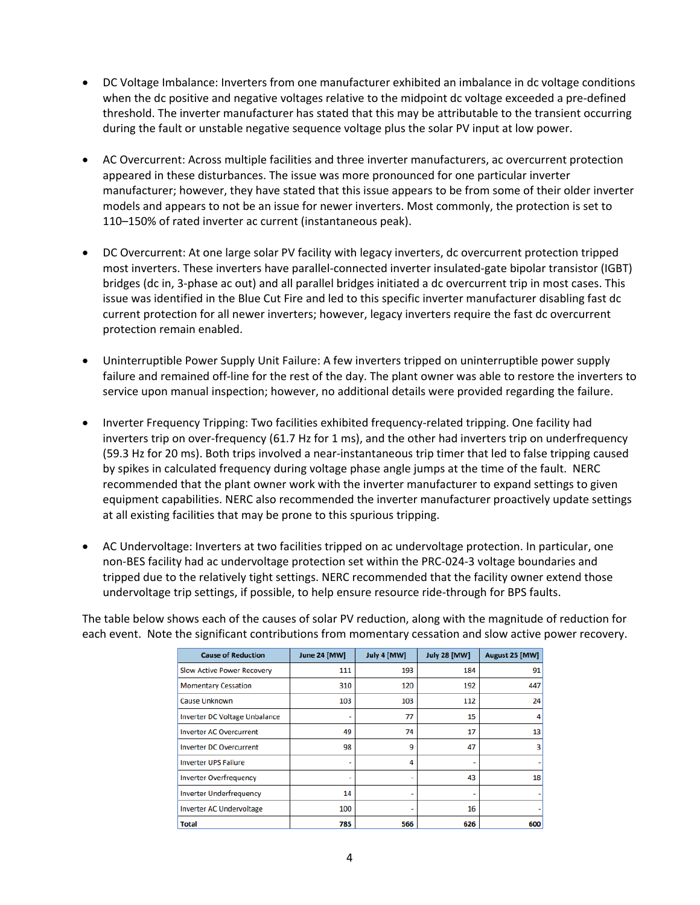- DC Voltage Imbalance: Inverters from one manufacturer exhibited an imbalance in dc voltage conditions when the dc positive and negative voltages relative to the midpoint dc voltage exceeded a pre-defined threshold. The inverter manufacturer has stated that this may be attributable to the transient occurring during the fault or unstable negative sequence voltage plus the solar PV input at low power.

- AC Overcurrent: Across multiple facilities and three inverter manufacturers, ac overcurrent protection appeared in these disturbances. The issue was more pronounced for one particular inverter manufacturer; however, they have stated that this issue appears to be from some of their older inverter models and appears to not be an issue for newer inverters. Most commonly, the protection is set to 110–150% of rated inverter ac current (instantaneous peak).

- DC Overcurrent: At one large solar PV facility with legacy inverters, dc overcurrent protection tripped most inverters. These inverters have parallel-connected inverter insulated-gate bipolar transistor (IGBT) bridges (dc in, 3-phase ac out) and all parallel bridges initiated a dc overcurrent trip in most cases. This issue was identified in the Blue Cut Fire and led to this specific inverter manufacturer disabling fast dc current protection for all newer inverters; however, legacy inverters require the fast dc overcurrent protection remain enabled.

- Uninterruptible Power Supply Unit Failure: A few inverters tripped on uninterruptible power supply failure and remained off-line for the rest of the day. The plant owner was able to restore the inverters to service upon manual inspection; however, no additional details were provided regarding the failure.

- Inverter Frequency Tripping: Two facilities exhibited frequency-related tripping. One facility had inverters trip on over-frequency (61.7 Hz for 1 ms), and the other had inverters trip on underfrequency (59.3 Hz for 20 ms). Both trips involved a near-instantaneous trip timer that led to false tripping caused by spikes in calculated frequency during voltage phase angle jumps at the time of the fault. NERC recommended that the plant owner work with the inverter manufacturer to expand settings to given equipment capabilities. NERC also recommended the inverter manufacturer proactively update settings at all existing facilities that may be prone to this spurious tripping.

- AC Undervoltage: Inverters at two facilities tripped on ac undervoltage protection. In particular, one non-BES facility had ac undervoltage protection set within the PRC-024-3 voltage boundaries and tripped due to the relatively tight settings. NERC recommended that the facility owner extend those undervoltage trip settings, if possible, to help ensure resource ride-through for BPS faults.

The table below shows each of the causes of solar PV reduction, along with the magnitude of reduction for each event. Note the significant contributions from momentary cessation and slow active power recovery.

| Cause of Reduction | June 24 [MW] | July 4 [MW] | July 28 [MW] | August 25 [MW] |
|---|---|---|---|---|
| Slow Active Power Recovery | 111 | 193 | 184 | 91 |
| Momentary Cessation | 310 | 120 | 192 | 447 |
| Cause Unknown | 103 | 103 | 112 | 24 |
| Inverter DC Voltage Unbalance | - | 77 | 15 | 4 |
| Inverter AC Overcurrent | 49 | 74 | 17 | 13 |
| Inverter DC Overcurrent | 98 | 9 | 47 | 3 |
| Inverter UPS Failure | - | 4 | - | - |
| Inverter Overfrequency | - | - | 43 | 18 |
| Inverter Underfrequency | 14 | - | - | - |
| Inverter AC Undervoltage | 100 | - | 16 | - |
| **Total** | **785** | **566** | **626** | **600** |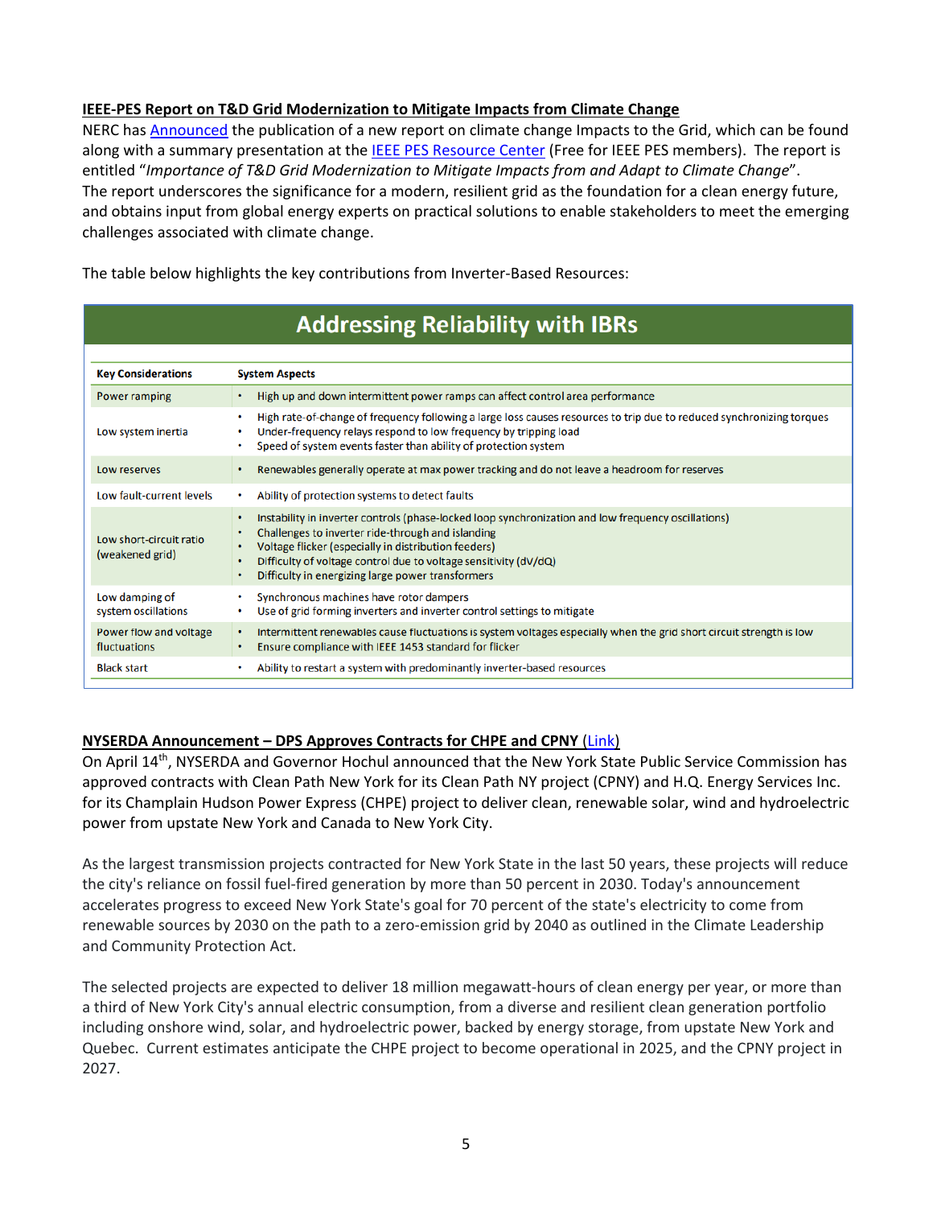**IEEE-PES Report on T&D Grid Modernization to Mitigate Impacts from Climate Change**

NERC has Announced the publication of a new report on climate change Impacts to the Grid, which can be found along with a summary presentation at the IEEE PES Resource Center (Free for IEEE PES members). The report is entitled "*Importance of T&D Grid Modernization to Mitigate Impacts from and Adapt to Climate Change*". The report underscores the significance for a modern, resilient grid as the foundation for a clean energy future, and obtains input from global energy experts on practical solutions to enable stakeholders to meet the emerging challenges associated with climate change.

The table below highlights the key contributions from Inverter-Based Resources:

**Addressing Reliability with IBRs**

| Key Considerations | System Aspects |
|---|---|
| Power ramping | • High up and down intermittent power ramps can affect control area performance |
| Low system inertia | • High rate-of-change of frequency following a large loss causes resources to trip due to reduced synchronizing torques<br>• Under-frequency relays respond to low frequency by tripping load<br>• Speed of system events faster than ability of protection system |
| Low reserves | • Renewables generally operate at max power tracking and do not leave a headroom for reserves |
| Low fault-current levels | • Ability of protection systems to detect faults |
| Low short-circuit ratio (weakened grid) | • Instability in inverter controls (phase-locked loop synchronization and low frequency oscillations)<br>• Challenges to inverter ride-through and islanding<br>• Voltage flicker (especially in distribution feeders)<br>• Difficulty of voltage control due to voltage sensitivity (dV/dQ)<br>• Difficulty in energizing large power transformers |
| Low damping of system oscillations | • Synchronous machines have rotor dampers<br>• Use of grid forming inverters and inverter control settings to mitigate |
| Power flow and voltage fluctuations | • Intermittent renewables cause fluctuations is system voltages especially when the grid short circuit strength is low<br>• Ensure compliance with IEEE 1453 standard for flicker |
| Black start | • Ability to restart a system with predominantly inverter-based resources |

**NYSERDA Announcement – DPS Approves Contracts for CHPE and CPNY (Link)**

On April 14th, NYSERDA and Governor Hochul announced that the New York State Public Service Commission has approved contracts with Clean Path New York for its Clean Path NY project (CPNY) and H.Q. Energy Services Inc. for its Champlain Hudson Power Express (CHPE) project to deliver clean, renewable solar, wind and hydroelectric power from upstate New York and Canada to New York City.

As the largest transmission projects contracted for New York State in the last 50 years, these projects will reduce the city's reliance on fossil fuel-fired generation by more than 50 percent in 2030. Today's announcement accelerates progress to exceed New York State's goal for 70 percent of the state's electricity to come from renewable sources by 2030 on the path to a zero-emission grid by 2040 as outlined in the Climate Leadership and Community Protection Act.

The selected projects are expected to deliver 18 million megawatt-hours of clean energy per year, or more than a third of New York City's annual electric consumption, from a diverse and resilient clean generation portfolio including onshore wind, solar, and hydroelectric power, backed by energy storage, from upstate New York and Quebec. Current estimates anticipate the CHPE project to become operational in 2025, and the CPNY project in 2027.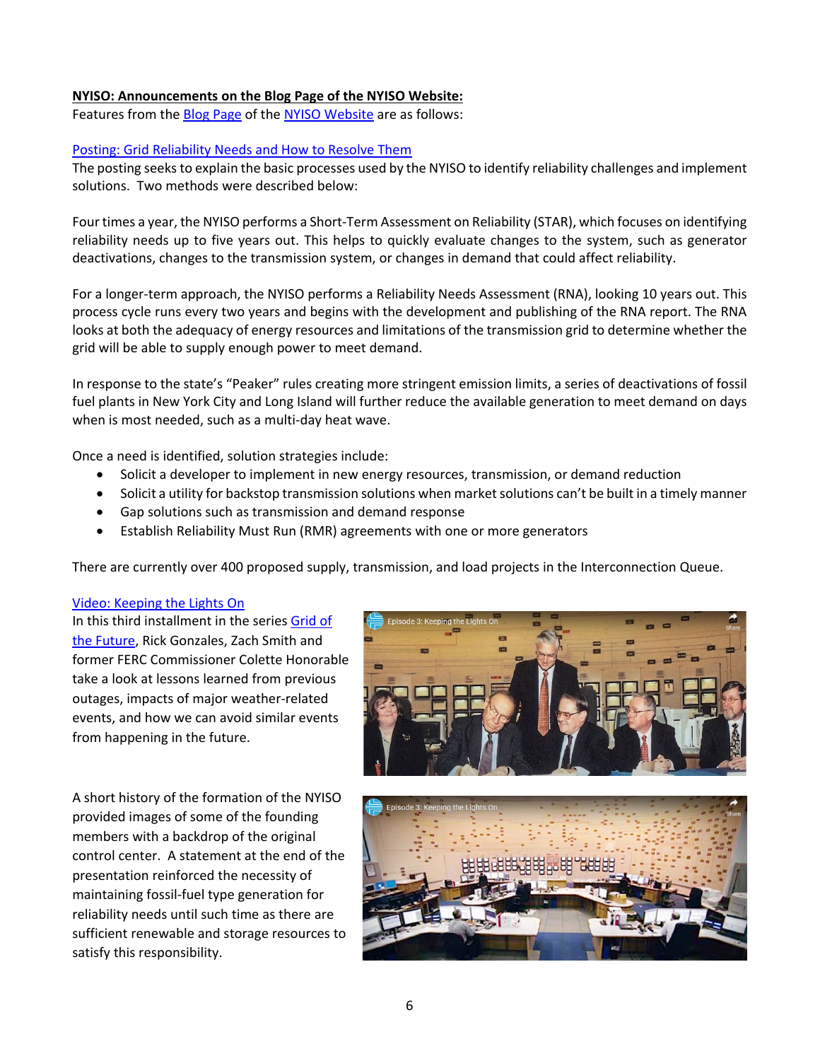**NYISO: Announcements on the Blog Page of the NYISO Website:**

Features from the Blog Page of the NYISO Website are as follows:

Posting: Grid Reliability Needs and How to Resolve Them

The posting seeks to explain the basic processes used by the NYISO to identify reliability challenges and implement solutions. Two methods were described below:

Four times a year, the NYISO performs a Short-Term Assessment on Reliability (STAR), which focuses on identifying reliability needs up to five years out. This helps to quickly evaluate changes to the system, such as generator deactivations, changes to the transmission system, or changes in demand that could affect reliability.

For a longer-term approach, the NYISO performs a Reliability Needs Assessment (RNA), looking 10 years out. This process cycle runs every two years and begins with the development and publishing of the RNA report. The RNA looks at both the adequacy of energy resources and limitations of the transmission grid to determine whether the grid will be able to supply enough power to meet demand.

In response to the state's "Peaker" rules creating more stringent emission limits, a series of deactivations of fossil fuel plants in New York City and Long Island will further reduce the available generation to meet demand on days when is most needed, such as a multi-day heat wave.

Once a need is identified, solution strategies include:

- Solicit a developer to implement in new energy resources, transmission, or demand reduction
- Solicit a utility for backstop transmission solutions when market solutions can't be built in a timely manner
- Gap solutions such as transmission and demand response
- Establish Reliability Must Run (RMR) agreements with one or more generators

There are currently over 400 proposed supply, transmission, and load projects in the Interconnection Queue.

Video: Keeping the Lights On

In this third installment in the series Grid of the Future, Rick Gonzales, Zach Smith and former FERC Commissioner Colette Honorable take a look at lessons learned from previous outages, impacts of major weather-related events, and how we can avoid similar events from happening in the future.

A short history of the formation of the NYISO provided images of some of the founding members with a backdrop of the original control center. A statement at the end of the presentation reinforced the necessity of maintaining fossil-fuel type generation for reliability needs until such time as there are sufficient renewable and storage resources to satisfy this responsibility.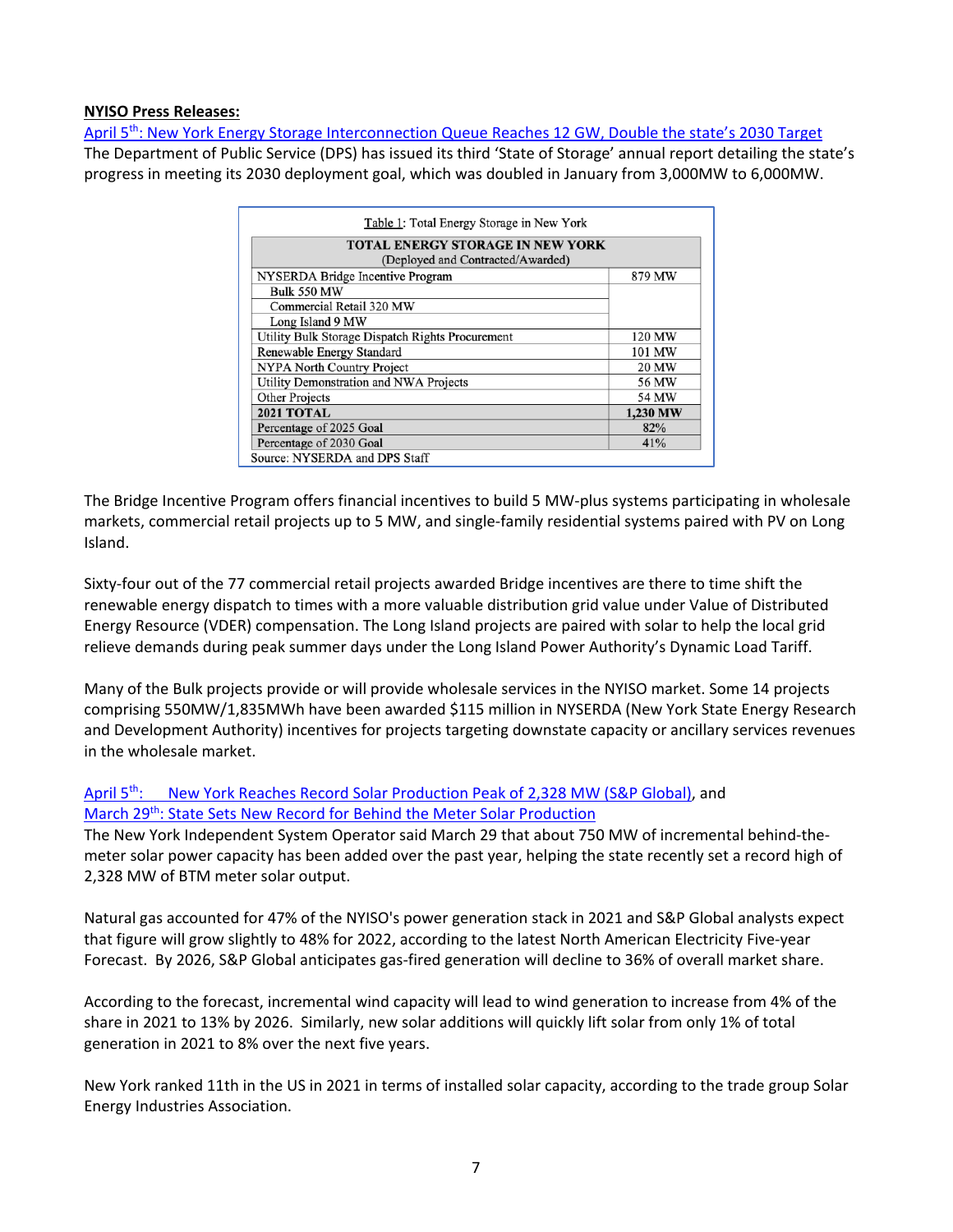**NYISO Press Releases:**

April 5th: New York Energy Storage Interconnection Queue Reaches 12 GW, Double the state's 2030 Target

The Department of Public Service (DPS) has issued its third 'State of Storage' annual report detailing the state's progress in meeting its 2030 deployment goal, which was doubled in January from 3,000MW to 6,000MW.

Table 1: Total Energy Storage in New York

| TOTAL ENERGY STORAGE IN NEW YORK (Deployed and Contracted/Awarded) | |
|---|---|
| NYSERDA Bridge Incentive Program | 879 MW |
| Bulk 550 MW | |
| Commercial Retail 320 MW | |
| Long Island 9 MW | |
| Utility Bulk Storage Dispatch Rights Procurement | 120 MW |
| Renewable Energy Standard | 101 MW |
| NYPA North Country Project | 20 MW |
| Utility Demonstration and NWA Projects | 56 MW |
| Other Projects | 54 MW |
| **2021 TOTAL** | **1,230 MW** |
| Percentage of 2025 Goal | 82% |
| Percentage of 2030 Goal | 41% |

Source: NYSERDA and DPS Staff

The Bridge Incentive Program offers financial incentives to build 5 MW-plus systems participating in wholesale markets, commercial retail projects up to 5 MW, and single-family residential systems paired with PV on Long Island.

Sixty-four out of the 77 commercial retail projects awarded Bridge incentives are there to time shift the renewable energy dispatch to times with a more valuable distribution grid value under Value of Distributed Energy Resource (VDER) compensation. The Long Island projects are paired with solar to help the local grid relieve demands during peak summer days under the Long Island Power Authority's Dynamic Load Tariff.

Many of the Bulk projects provide or will provide wholesale services in the NYISO market. Some 14 projects comprising 550MW/1,835MWh have been awarded $115 million in NYSERDA (New York State Energy Research and Development Authority) incentives for projects targeting downstate capacity or ancillary services revenues in the wholesale market.

April 5th: New York Reaches Record Solar Production Peak of 2,328 MW (S&P Global), and March 29th: State Sets New Record for Behind the Meter Solar Production

The New York Independent System Operator said March 29 that about 750 MW of incremental behind-the-meter solar power capacity has been added over the past year, helping the state recently set a record high of 2,328 MW of BTM meter solar output.

Natural gas accounted for 47% of the NYISO's power generation stack in 2021 and S&P Global analysts expect that figure will grow slightly to 48% for 2022, according to the latest North American Electricity Five-year Forecast. By 2026, S&P Global anticipates gas-fired generation will decline to 36% of overall market share.

According to the forecast, incremental wind capacity will lead to wind generation to increase from 4% of the share in 2021 to 13% by 2026. Similarly, new solar additions will quickly lift solar from only 1% of total generation in 2021 to 8% over the next five years.

New York ranked 11th in the US in 2021 in terms of installed solar capacity, according to the trade group Solar Energy Industries Association.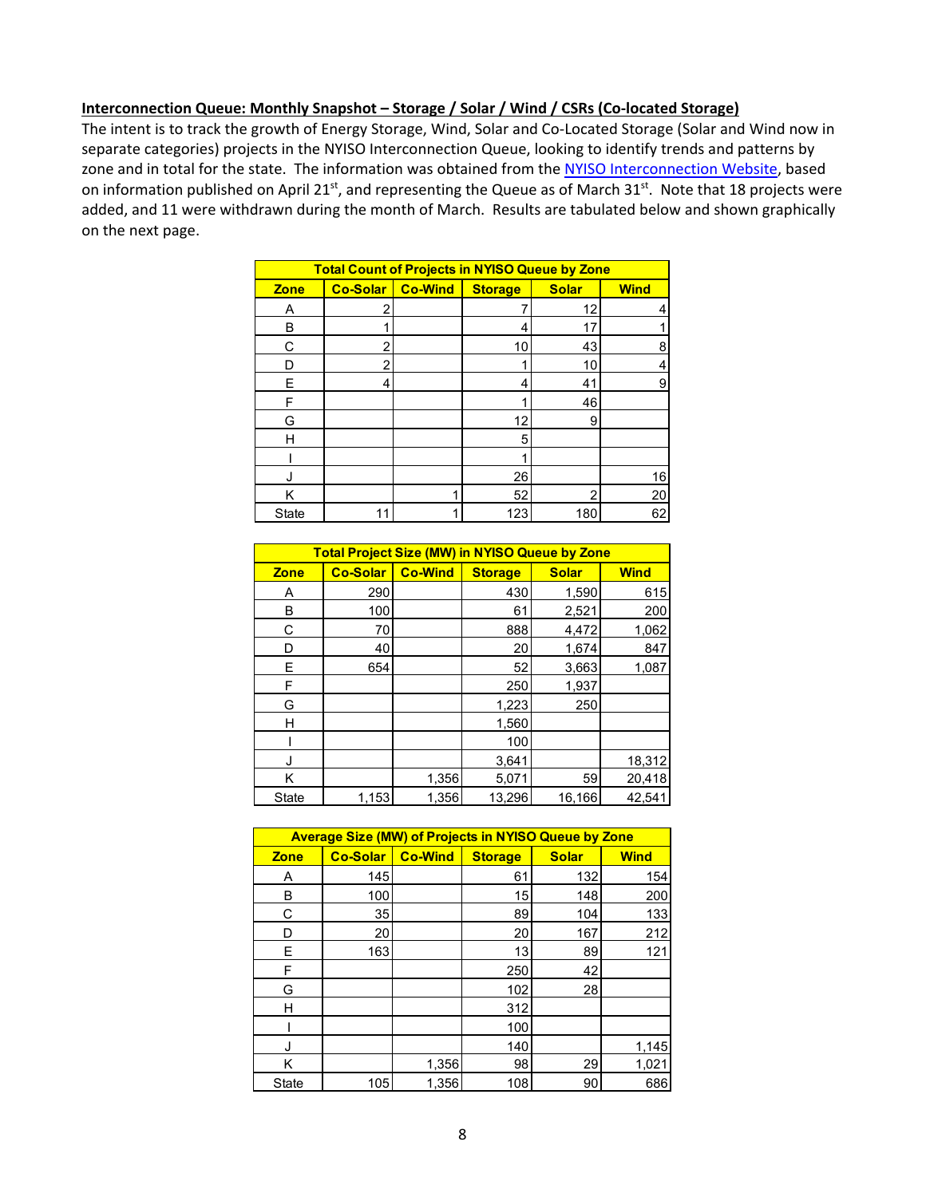**Interconnection Queue: Monthly Snapshot – Storage / Solar / Wind / CSRs (Co-located Storage)**

The intent is to track the growth of Energy Storage, Wind, Solar and Co-Located Storage (Solar and Wind now in separate categories) projects in the NYISO Interconnection Queue, looking to identify trends and patterns by zone and in total for the state. The information was obtained from the NYISO Interconnection Website, based on information published on April 21st, and representing the Queue as of March 31st. Note that 18 projects were added, and 11 were withdrawn during the month of March. Results are tabulated below and shown graphically on the next page.

| Total Count of Projects in NYISO Queue by Zone | | | | | |
|---|---|---|---|---|---|
| Zone | Co-Solar | Co-Wind | Storage | Solar | Wind |
| A | 2 | | 7 | 12 | 4 |
| B | 1 | | 4 | 17 | 1 |
| C | 2 | | 10 | 43 | 8 |
| D | 2 | | 1 | 10 | 4 |
| E | 4 | | 4 | 41 | 9 |
| F | | | 1 | 46 | |
| G | | | 12 | 9 | |
| H | | | 5 | | |
| I | | | 1 | | |
| J | | | 26 | | 16 |
| K | | 1 | 52 | 2 | 20 |
| State | 11 | 1 | 123 | 180 | 62 |

| Total Project Size (MW) in NYISO Queue by Zone | | | | | |
|---|---|---|---|---|---|
| Zone | Co-Solar | Co-Wind | Storage | Solar | Wind |
| A | 290 | | 430 | 1,590 | 615 |
| B | 100 | | 61 | 2,521 | 200 |
| C | 70 | | 888 | 4,472 | 1,062 |
| D | 40 | | 20 | 1,674 | 847 |
| E | 654 | | 52 | 3,663 | 1,087 |
| F | | | 250 | 1,937 | |
| G | | | 1,223 | 250 | |
| H | | | 1,560 | | |
| I | | | 100 | | |
| J | | | 3,641 | | 18,312 |
| K | | 1,356 | 5,071 | 59 | 20,418 |
| State | 1,153 | 1,356 | 13,296 | 16,166 | 42,541 |

| Average Size (MW) of Projects in NYISO Queue by Zone | | | | | |
|---|---|---|---|---|---|
| Zone | Co-Solar | Co-Wind | Storage | Solar | Wind |
| A | 145 | | 61 | 132 | 154 |
| B | 100 | | 15 | 148 | 200 |
| C | 35 | | 89 | 104 | 133 |
| D | 20 | | 20 | 167 | 212 |
| E | 163 | | 13 | 89 | 121 |
| F | | | 250 | 42 | |
| G | | | 102 | 28 | |
| H | | | 312 | | |
| I | | | 100 | | |
| J | | | 140 | | 1,145 |
| K | | 1,356 | 98 | 29 | 1,021 |
| State | 105 | 1,356 | 108 | 90 | 686 |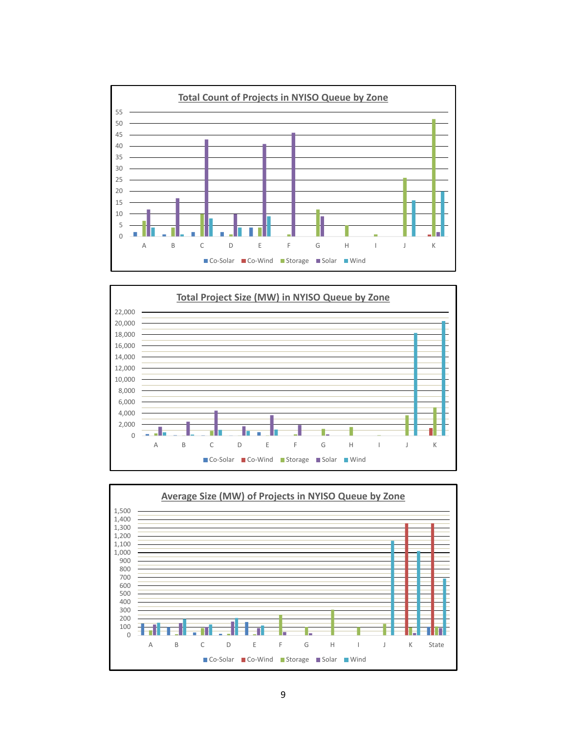Total Count of Projects in NYISO Queue by Zone

55
50
45
40
35
30
25
20
15
10
5
0

A B C D E F G H I J K

Co-Solar Co-Wind Storage Solar Wind

Total Project Size (MW) in NYISO Queue by Zone

22,000
20,000
18,000
16,000
14,000
12,000
10,000
8,000
6,000
4,000
2,000
0

A B C D E F G H I J K

Co-Solar Co-Wind Storage Solar Wind

Average Size (MW) of Projects in NYISO Queue by Zone

1,500
1,400
1,300
1,200
1,100
1,000
900
800
700
600
500
400
300
200
100
0

A B C D E F G H I J K State

Co-Solar Co-Wind Storage Solar Wind